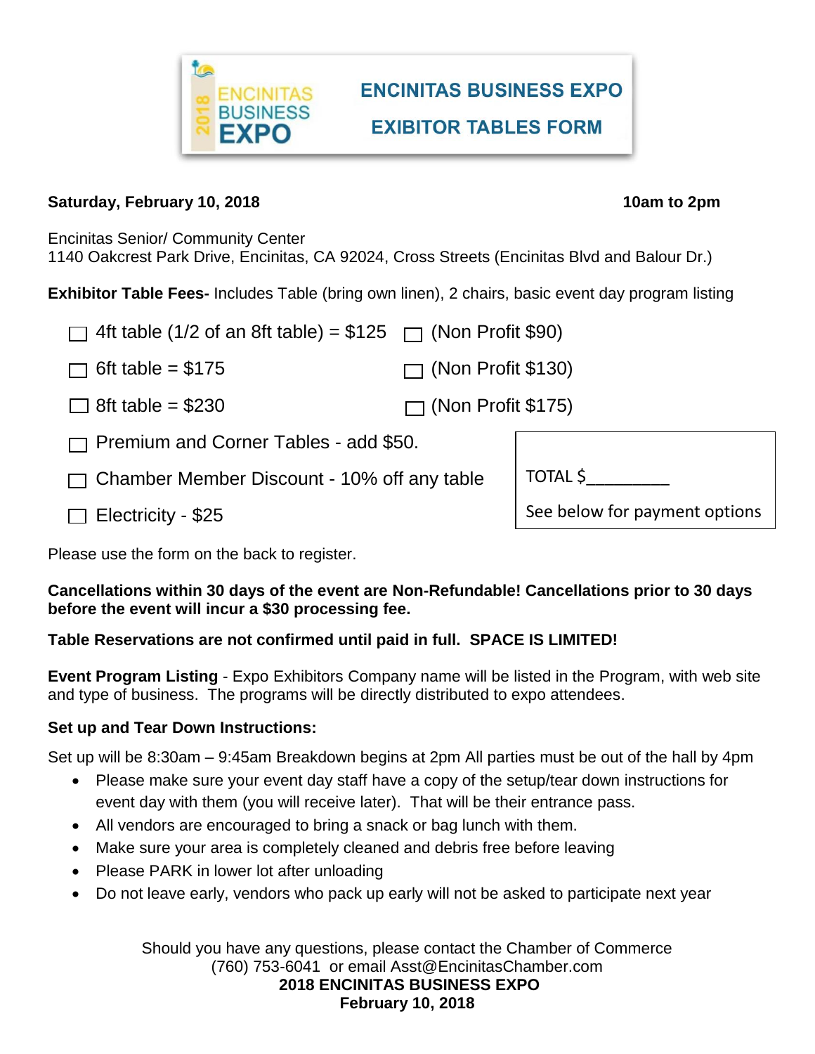# ENCINITAS BUSINESS EXPO

## EXIBITOR TABLES FORM

**Saturday, February 10, 2018** **10am to 2pm**

Encinitas Senior/ Community Center
1140 Oakcrest Park Drive, Encinitas, CA 92024, Cross Streets (Encinitas Blvd and Balour Dr.)

**Exhibitor Table Fees-** Includes Table (bring own linen), 2 chairs, basic event day program listing

- ☐ 4ft table (1/2 of an 8ft table) = $125 ☐ (Non Profit $90)
- ☐ 6ft table = $175 ☐ (Non Profit $130)
- ☐ 8ft table = $230 ☐ (Non Profit $175)
- ☐ Premium and Corner Tables - add $50.
- ☐ Chamber Member Discount - 10% off any table
- ☐ Electricity - $25

TOTAL $_________

See below for payment options

Please use the form on the back to register.

**Cancellations within 30 days of the event are Non-Refundable! Cancellations prior to 30 days before the event will incur a $30 processing fee.**

**Table Reservations are not confirmed until paid in full. SPACE IS LIMITED!**

**Event Program Listing** - Expo Exhibitors Company name will be listed in the Program, with web site and type of business. The programs will be directly distributed to expo attendees.

**Set up and Tear Down Instructions:**

Set up will be 8:30am – 9:45am Breakdown begins at 2pm All parties must be out of the hall by 4pm

- Please make sure your event day staff have a copy of the setup/tear down instructions for event day with them (you will receive later). That will be their entrance pass.
- All vendors are encouraged to bring a snack or bag lunch with them.
- Make sure your area is completely cleaned and debris free before leaving
- Please PARK in lower lot after unloading
- Do not leave early, vendors who pack up early will not be asked to participate next year

Should you have any questions, please contact the Chamber of Commerce
(760) 753-6041 or email Asst@EncinitasChamber.com
**2018 ENCINITAS BUSINESS EXPO**
**February 10, 2018**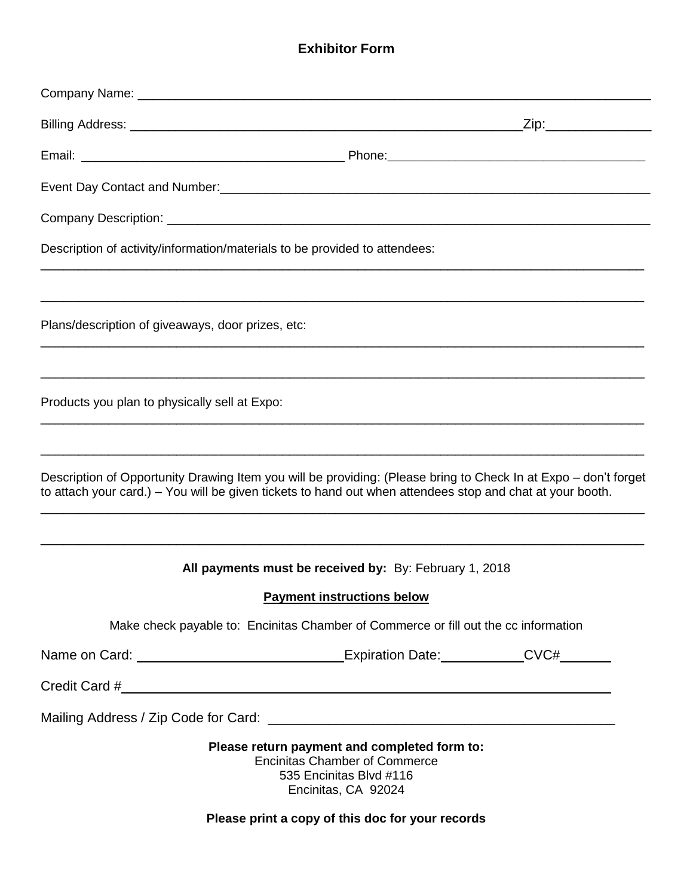# Exhibitor Form

Company Name: ___________________________________________________________________________

Billing Address: __________________________________________________________Zip:_______________

Email: _______________________________________ Phone:______________________________________

Event Day Contact and Number:_________________________________________________________________

Company Description: _______________________________________________________________________

Description of activity/information/materials to be provided to attendees:

___________________________________________________________________________________________

___________________________________________________________________________________________

Plans/description of giveaways, door prizes, etc:

___________________________________________________________________________________________

___________________________________________________________________________________________

Products you plan to physically sell at Expo:

___________________________________________________________________________________________

___________________________________________________________________________________________

Description of Opportunity Drawing Item you will be providing: (Please bring to Check In at Expo – don't forget to attach your card.) – You will be given tickets to hand out when attendees stop and chat at your booth.

___________________________________________________________________________________________

___________________________________________________________________________________________

**All payments must be received by:** By: February 1, 2018

**Payment instructions below**

Make check payable to: Encinitas Chamber of Commerce or fill out the cc information

Name on Card: ____________________________Expiration Date:___________CVC#_______

Credit Card #_____________________________________________________________________

Mailing Address / Zip Code for Card: _______________________________________________

**Please return payment and completed form to:**
Encinitas Chamber of Commerce
535 Encinitas Blvd #116
Encinitas, CA 92024

**Please print a copy of this doc for your records**